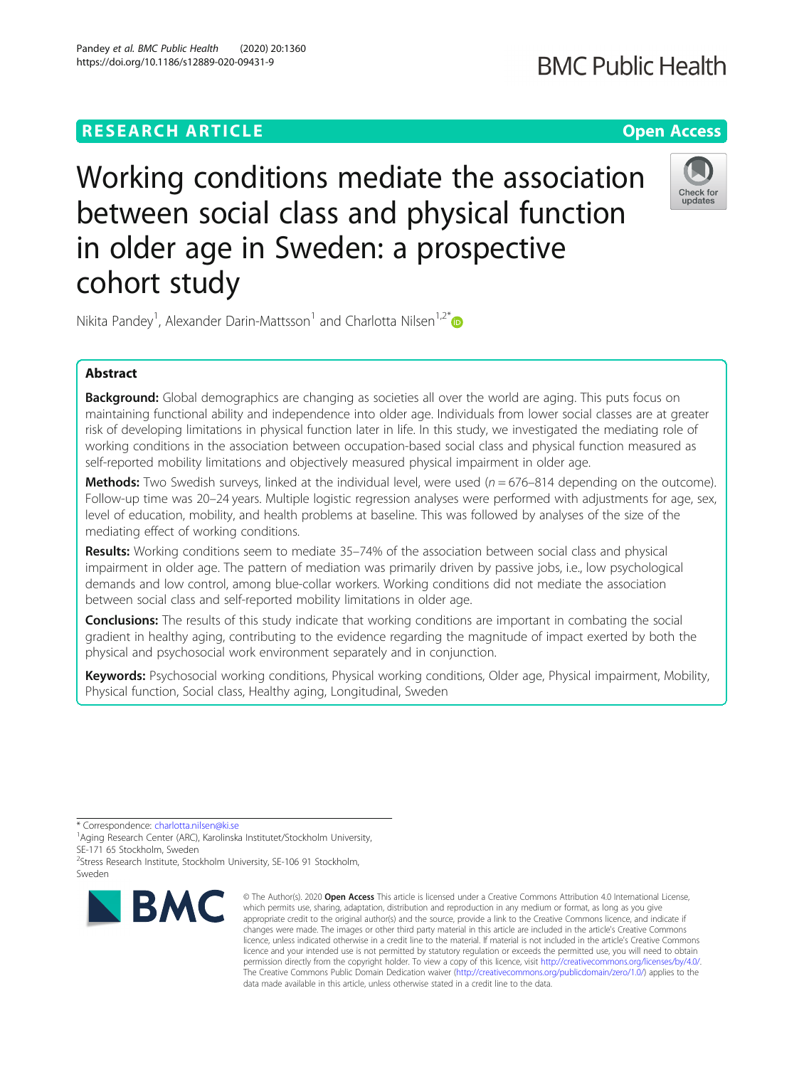RESEARCH ARTICLE

Open Access

# Working conditions mediate the association between social class and physical function in older age in Sweden: a prospective cohort study

Nikita Pandey[1], Alexander Darin-Mattsson[1] and Charlotta Nilsen[1,2*]

## Abstract

**Background:** Global demographics are changing as societies all over the world are aging. This puts focus on maintaining functional ability and independence into older age. Individuals from lower social classes are at greater risk of developing limitations in physical function later in life. In this study, we investigated the mediating role of working conditions in the association between occupation-based social class and physical function measured as self-reported mobility limitations and objectively measured physical impairment in older age.

**Methods:** Two Swedish surveys, linked at the individual level, were used ($n = 676$–$814$ depending on the outcome). Follow-up time was 20–24 years. Multiple logistic regression analyses were performed with adjustments for age, sex, level of education, mobility, and health problems at baseline. This was followed by analyses of the size of the mediating effect of working conditions.

**Results:** Working conditions seem to mediate 35–74% of the association between social class and physical impairment in older age. The pattern of mediation was primarily driven by passive jobs, i.e., low psychological demands and low control, among blue-collar workers. Working conditions did not mediate the association between social class and self-reported mobility limitations in older age.

**Conclusions:** The results of this study indicate that working conditions are important in combating the social gradient in healthy aging, contributing to the evidence regarding the magnitude of impact exerted by both the physical and psychosocial work environment separately and in conjunction.

**Keywords:** Psychosocial working conditions, Physical working conditions, Older age, Physical impairment, Mobility, Physical function, Social class, Healthy aging, Longitudinal, Sweden

---

\* Correspondence: charlotta.nilsen@ki.se
[1]Aging Research Center (ARC), Karolinska Institutet/Stockholm University, SE-171 65 Stockholm, Sweden
[2]Stress Research Institute, Stockholm University, SE-106 91 Stockholm, Sweden

© The Author(s). 2020 **Open Access** This article is licensed under a Creative Commons Attribution 4.0 International License, which permits use, sharing, adaptation, distribution and reproduction in any medium or format, as long as you give appropriate credit to the original author(s) and the source, provide a link to the Creative Commons licence, and indicate if changes were made. The images or other third party material in this article are included in the article's Creative Commons licence, unless indicated otherwise in a credit line to the material. If material is not included in the article's Creative Commons licence and your intended use is not permitted by statutory regulation or exceeds the permitted use, you will need to obtain permission directly from the copyright holder. To view a copy of this licence, visit http://creativecommons.org/licenses/by/4.0/. The Creative Commons Public Domain Dedication waiver (http://creativecommons.org/publicdomain/zero/1.0/) applies to the data made available in this article, unless otherwise stated in a credit line to the data.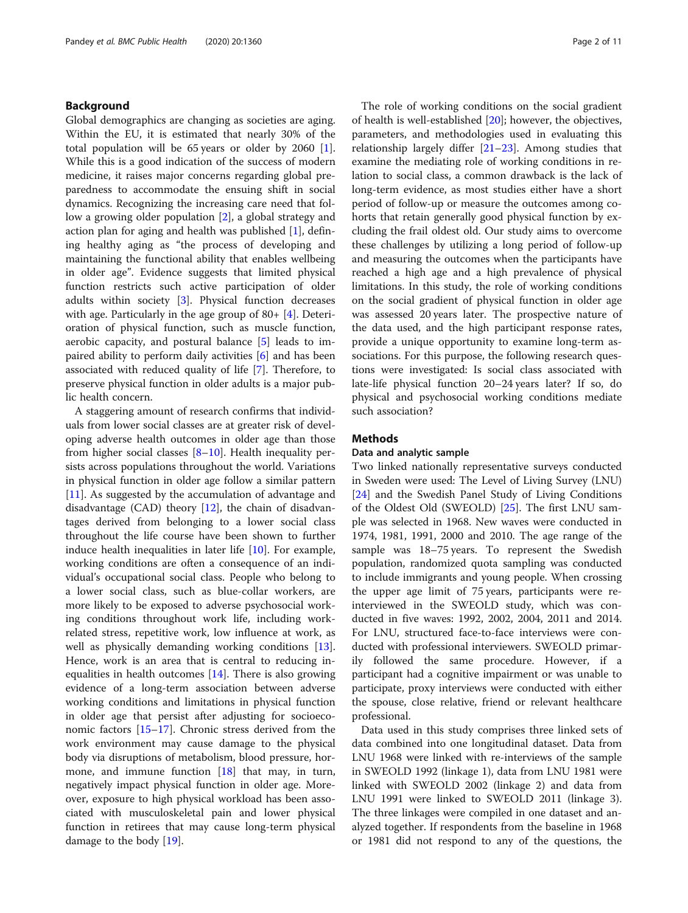## Background

Global demographics are changing as societies are aging. Within the EU, it is estimated that nearly 30% of the total population will be 65 years or older by 2060 [1]. While this is a good indication of the success of modern medicine, it raises major concerns regarding global preparedness to accommodate the ensuing shift in social dynamics. Recognizing the increasing care need that follow a growing older population [2], a global strategy and action plan for aging and health was published [1], defining healthy aging as "the process of developing and maintaining the functional ability that enables wellbeing in older age". Evidence suggests that limited physical function restricts such active participation of older adults within society [3]. Physical function decreases with age. Particularly in the age group of 80+ [4]. Deterioration of physical function, such as muscle function, aerobic capacity, and postural balance [5] leads to impaired ability to perform daily activities [6] and has been associated with reduced quality of life [7]. Therefore, to preserve physical function in older adults is a major public health concern.

A staggering amount of research confirms that individuals from lower social classes are at greater risk of developing adverse health outcomes in older age than those from higher social classes [8–10]. Health inequality persists across populations throughout the world. Variations in physical function in older age follow a similar pattern [11]. As suggested by the accumulation of advantage and disadvantage (CAD) theory [12], the chain of disadvantages derived from belonging to a lower social class throughout the life course have been shown to further induce health inequalities in later life [10]. For example, working conditions are often a consequence of an individual's occupational social class. People who belong to a lower social class, such as blue-collar workers, are more likely to be exposed to adverse psychosocial working conditions throughout work life, including work-related stress, repetitive work, low influence at work, as well as physically demanding working conditions [13]. Hence, work is an area that is central to reducing inequalities in health outcomes [14]. There is also growing evidence of a long-term association between adverse working conditions and limitations in physical function in older age that persist after adjusting for socioeconomic factors [15–17]. Chronic stress derived from the work environment may cause damage to the physical body via disruptions of metabolism, blood pressure, hormone, and immune function [18] that may, in turn, negatively impact physical function in older age. Moreover, exposure to high physical workload has been associated with musculoskeletal pain and lower physical function in retirees that may cause long-term physical damage to the body [19].

The role of working conditions on the social gradient of health is well-established [20]; however, the objectives, parameters, and methodologies used in evaluating this relationship largely differ [21–23]. Among studies that examine the mediating role of working conditions in relation to social class, a common drawback is the lack of long-term evidence, as most studies either have a short period of follow-up or measure the outcomes among cohorts that retain generally good physical function by excluding the frail oldest old. Our study aims to overcome these challenges by utilizing a long period of follow-up and measuring the outcomes when the participants have reached a high age and a high prevalence of physical limitations. In this study, the role of working conditions on the social gradient of physical function in older age was assessed 20 years later. The prospective nature of the data used, and the high participant response rates, provide a unique opportunity to examine long-term associations. For this purpose, the following research questions were investigated: Is social class associated with late-life physical function 20–24 years later? If so, do physical and psychosocial working conditions mediate such association?

## Methods

### Data and analytic sample

Two linked nationally representative surveys conducted in Sweden were used: The Level of Living Survey (LNU) [24] and the Swedish Panel Study of Living Conditions of the Oldest Old (SWEOLD) [25]. The first LNU sample was selected in 1968. New waves were conducted in 1974, 1981, 1991, 2000 and 2010. The age range of the sample was 18–75 years. To represent the Swedish population, randomized quota sampling was conducted to include immigrants and young people. When crossing the upper age limit of 75 years, participants were re-interviewed in the SWEOLD study, which was conducted in five waves: 1992, 2002, 2004, 2011 and 2014. For LNU, structured face-to-face interviews were conducted with professional interviewers. SWEOLD primarily followed the same procedure. However, if a participant had a cognitive impairment or was unable to participate, proxy interviews were conducted with either the spouse, close relative, friend or relevant healthcare professional.

Data used in this study comprises three linked sets of data combined into one longitudinal dataset. Data from LNU 1968 were linked with re-interviews of the sample in SWEOLD 1992 (linkage 1), data from LNU 1981 were linked with SWEOLD 2002 (linkage 2) and data from LNU 1991 were linked to SWEOLD 2011 (linkage 3). The three linkages were compiled in one dataset and analyzed together. If respondents from the baseline in 1968 or 1981 did not respond to any of the questions, the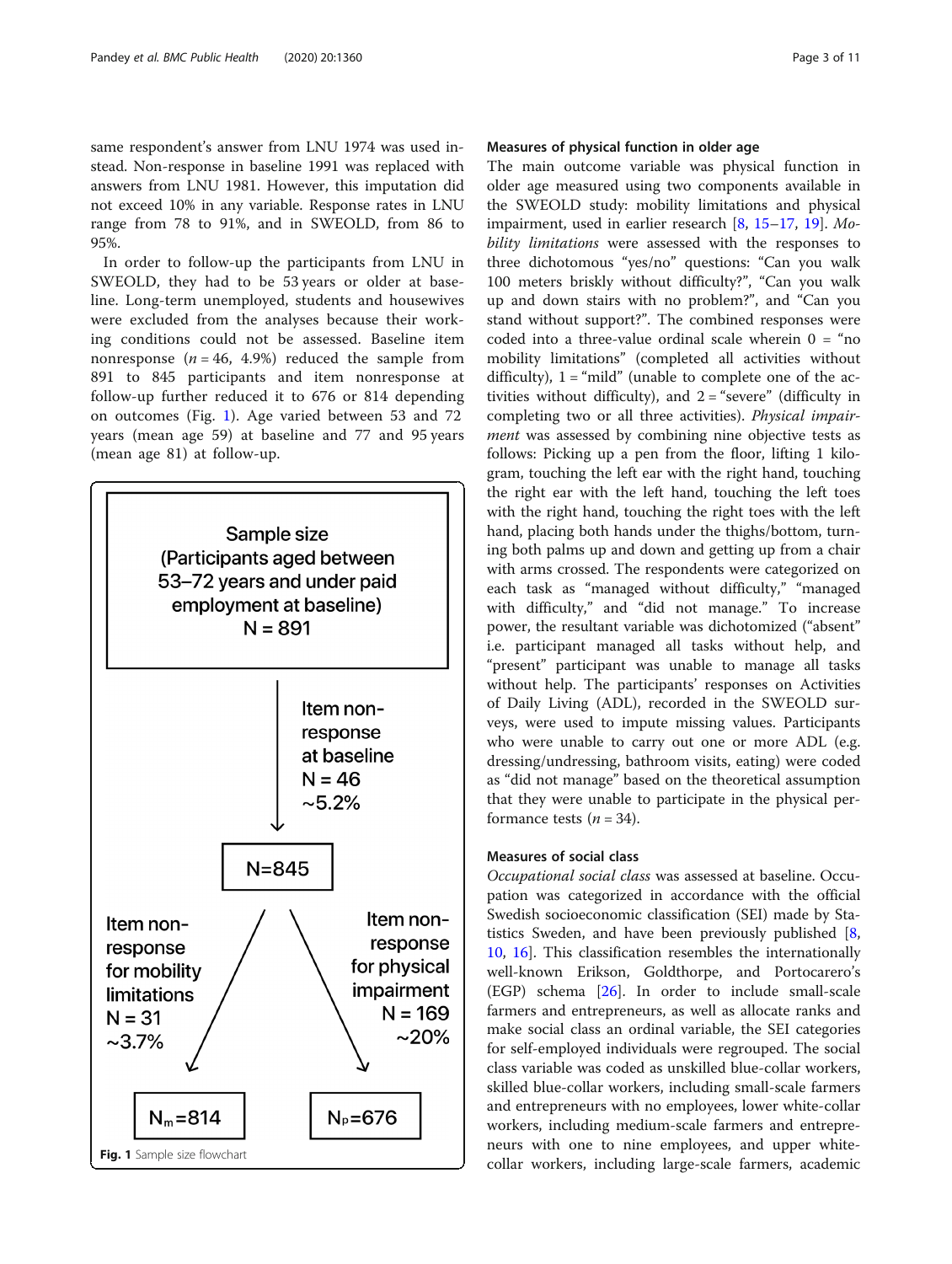same respondent's answer from LNU 1974 was used instead. Non-response in baseline 1991 was replaced with answers from LNU 1981. However, this imputation did not exceed 10% in any variable. Response rates in LNU range from 78 to 91%, and in SWEOLD, from 86 to 95%.

In order to follow-up the participants from LNU in SWEOLD, they had to be 53 years or older at baseline. Long-term unemployed, students and housewives were excluded from the analyses because their working conditions could not be assessed. Baseline item nonresponse ($n = 46$, 4.9%) reduced the sample from 891 to 845 participants and item nonresponse at follow-up further reduced it to 676 or 814 depending on outcomes (Fig. 1). Age varied between 53 and 72 years (mean age 59) at baseline and 77 and 95 years (mean age 81) at follow-up.

Sample size (Participants aged between 53–72 years and under paid employment at baseline) N = 891

Item non-response at baseline N = 46 ~5.2%

N=845

Item non-response for mobility limitations N = 31 ~3.7%

Item non-response for physical impairment N = 169 ~20%

$N_m$=814

$N_p$=676

**Fig. 1** Sample size flowchart

### Measures of physical function in older age

The main outcome variable was physical function in older age measured using two components available in the SWEOLD study: mobility limitations and physical impairment, used in earlier research [8, 15–17, 19]. *Mobility limitations* were assessed with the responses to three dichotomous "yes/no" questions: "Can you walk 100 meters briskly without difficulty?", "Can you walk up and down stairs with no problem?", and "Can you stand without support?". The combined responses were coded into a three-value ordinal scale wherein 0 = "no mobility limitations" (completed all activities without difficulty), 1 = "mild" (unable to complete one of the activities without difficulty), and 2 = "severe" (difficulty in completing two or all three activities). *Physical impairment* was assessed by combining nine objective tests as follows: Picking up a pen from the floor, lifting 1 kilogram, touching the left ear with the right hand, touching the right ear with the left hand, touching the left toes with the right hand, touching the right toes with the left hand, placing both hands under the thighs/bottom, turning both palms up and down and getting up from a chair with arms crossed. The respondents were categorized on each task as "managed without difficulty," "managed with difficulty," and "did not manage." To increase power, the resultant variable was dichotomized ("absent" i.e. participant managed all tasks without help, and "present" participant was unable to manage all tasks without help. The participants' responses on Activities of Daily Living (ADL), recorded in the SWEOLD surveys, were used to impute missing values. Participants who were unable to carry out one or more ADL (e.g. dressing/undressing, bathroom visits, eating) were coded as "did not manage" based on the theoretical assumption that they were unable to participate in the physical performance tests ($n = 34$).

### Measures of social class

*Occupational social class* was assessed at baseline. Occupation was categorized in accordance with the official Swedish socioeconomic classification (SEI) made by Statistics Sweden, and have been previously published [8, 10, 16]. This classification resembles the internationally well-known Erikson, Goldthorpe, and Portocarero's (EGP) schema [26]. In order to include small-scale farmers and entrepreneurs, as well as allocate ranks and make social class an ordinal variable, the SEI categories for self-employed individuals were regrouped. The social class variable was coded as unskilled blue-collar workers, skilled blue-collar workers, including small-scale farmers and entrepreneurs with no employees, lower white-collar workers, including medium-scale farmers and entrepreneurs with one to nine employees, and upper white-collar workers, including large-scale farmers, academic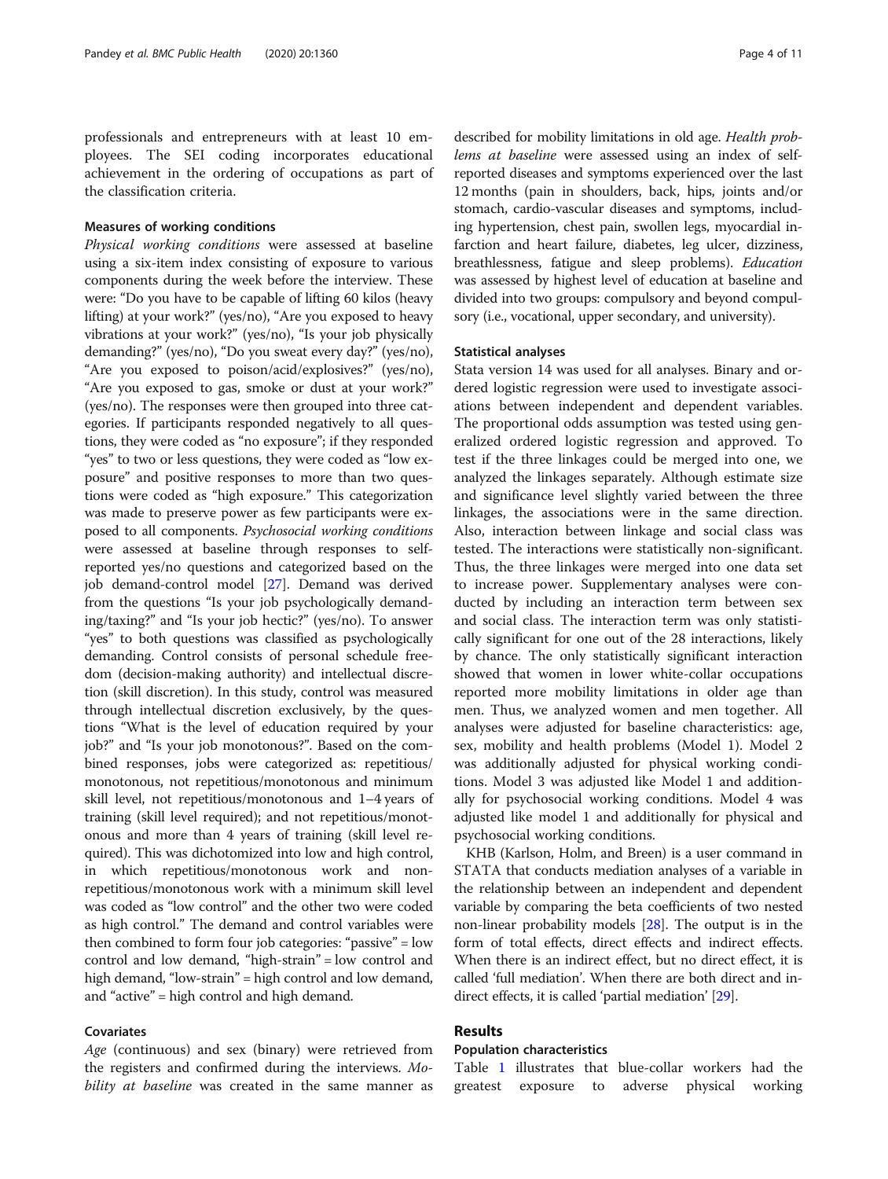professionals and entrepreneurs with at least 10 employees. The SEI coding incorporates educational achievement in the ordering of occupations as part of the classification criteria.

### Measures of working conditions

*Physical working conditions* were assessed at baseline using a six-item index consisting of exposure to various components during the week before the interview. These were: "Do you have to be capable of lifting 60 kilos (heavy lifting) at your work?" (yes/no), "Are you exposed to heavy vibrations at your work?" (yes/no), "Is your job physically demanding?" (yes/no), "Do you sweat every day?" (yes/no), "Are you exposed to poison/acid/explosives?" (yes/no), "Are you exposed to gas, smoke or dust at your work?" (yes/no). The responses were then grouped into three categories. If participants responded negatively to all questions, they were coded as "no exposure"; if they responded "yes" to two or less questions, they were coded as "low exposure" and positive responses to more than two questions were coded as "high exposure." This categorization was made to preserve power as few participants were exposed to all components. *Psychosocial working conditions* were assessed at baseline through responses to self-reported yes/no questions and categorized based on the job demand-control model [27]. Demand was derived from the questions "Is your job psychologically demanding/taxing?" and "Is your job hectic?" (yes/no). To answer "yes" to both questions was classified as psychologically demanding. Control consists of personal schedule freedom (decision-making authority) and intellectual discretion (skill discretion). In this study, control was measured through intellectual discretion exclusively, by the questions "What is the level of education required by your job?" and "Is your job monotonous?". Based on the combined responses, jobs were categorized as: repetitious/monotonous, not repetitious/monotonous and minimum skill level, not repetitious/monotonous and 1–4 years of training (skill level required); and not repetitious/monotonous and more than 4 years of training (skill level required). This was dichotomized into low and high control, in which repetitious/monotonous work and non-repetitious/monotonous work with a minimum skill level was coded as "low control" and the other two were coded as high control." The demand and control variables were then combined to form four job categories: "passive" = low control and low demand, "high-strain" = low control and high demand, "low-strain" = high control and low demand, and "active" = high control and high demand.

### Covariates

*Age* (continuous) and sex (binary) were retrieved from the registers and confirmed during the interviews. *Mobility at baseline* was created in the same manner as described for mobility limitations in old age. *Health problems at baseline* were assessed using an index of self-reported diseases and symptoms experienced over the last 12 months (pain in shoulders, back, hips, joints and/or stomach, cardio-vascular diseases and symptoms, including hypertension, chest pain, swollen legs, myocardial infarction and heart failure, diabetes, leg ulcer, dizziness, breathlessness, fatigue and sleep problems). *Education* was assessed by highest level of education at baseline and divided into two groups: compulsory and beyond compulsory (i.e., vocational, upper secondary, and university).

### Statistical analyses

Stata version 14 was used for all analyses. Binary and ordered logistic regression were used to investigate associations between independent and dependent variables. The proportional odds assumption was tested using generalized ordered logistic regression and approved. To test if the three linkages could be merged into one, we analyzed the linkages separately. Although estimate size and significance level slightly varied between the three linkages, the associations were in the same direction. Also, interaction between linkage and social class was tested. The interactions were statistically non-significant. Thus, the three linkages were merged into one data set to increase power. Supplementary analyses were conducted by including an interaction term between sex and social class. The interaction term was only statistically significant for one out of the 28 interactions, likely by chance. The only statistically significant interaction showed that women in lower white-collar occupations reported more mobility limitations in older age than men. Thus, we analyzed women and men together. All analyses were adjusted for baseline characteristics: age, sex, mobility and health problems (Model 1). Model 2 was additionally adjusted for physical working conditions. Model 3 was adjusted like Model 1 and additionally for psychosocial working conditions. Model 4 was adjusted like model 1 and additionally for physical and psychosocial working conditions.

KHB (Karlson, Holm, and Breen) is a user command in STATA that conducts mediation analyses of a variable in the relationship between an independent and dependent variable by comparing the beta coefficients of two nested non-linear probability models [28]. The output is in the form of total effects, direct effects and indirect effects. When there is an indirect effect, but no direct effect, it is called 'full mediation'. When there are both direct and indirect effects, it is called 'partial mediation' [29].

## Results

### Population characteristics

Table 1 illustrates that blue-collar workers had the greatest exposure to adverse physical working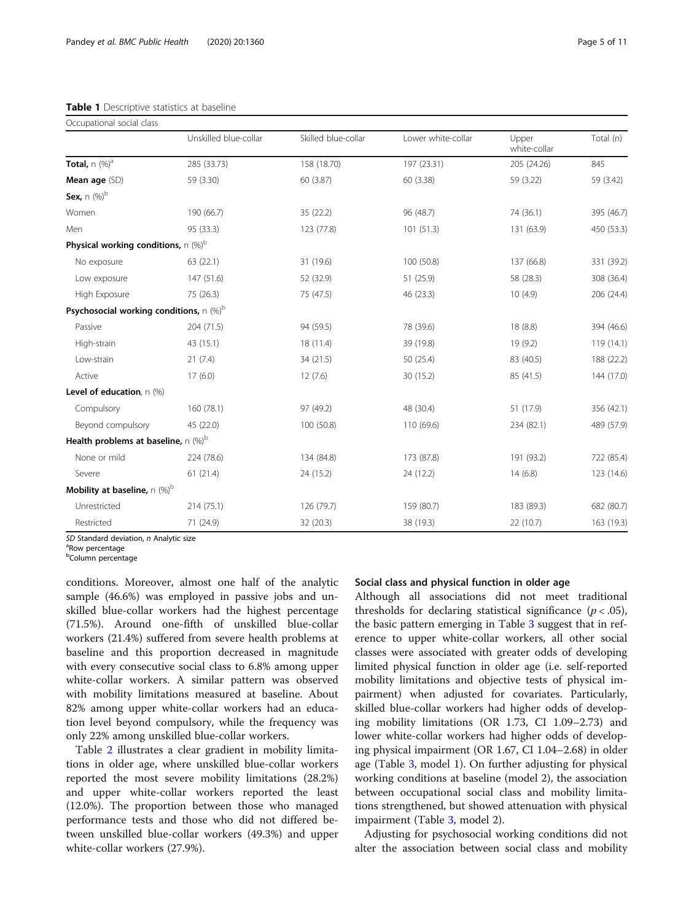**Table 1** Descriptive statistics at baseline

| Occupational social class | | | | | |
|---|---|---|---|---|---|
| | Unskilled blue-collar | Skilled blue-collar | Lower white-collar | Upper white-collar | Total (n) |
| **Total**, n (%)[a] | 285 (33.73) | 158 (18.70) | 197 (23.31) | 205 (24.26) | 845 |
| **Mean age** (SD) | 59 (3.30) | 60 (3.87) | 60 (3.38) | 59 (3.22) | 59 (3.42) |
| **Sex**, n (%)[b] | | | | | |
| Women | 190 (66.7) | 35 (22.2) | 96 (48.7) | 74 (36.1) | 395 (46.7) |
| Men | 95 (33.3) | 123 (77.8) | 101 (51.3) | 131 (63.9) | 450 (53.3) |
| **Physical working conditions**, n (%)[b] | | | | | |
| No exposure | 63 (22.1) | 31 (19.6) | 100 (50.8) | 137 (66.8) | 331 (39.2) |
| Low exposure | 147 (51.6) | 52 (32.9) | 51 (25.9) | 58 (28.3) | 308 (36.4) |
| High Exposure | 75 (26.3) | 75 (47.5) | 46 (23.3) | 10 (4.9) | 206 (24.4) |
| **Psychosocial working conditions**, n (%)[b] | | | | | |
| Passive | 204 (71.5) | 94 (59.5) | 78 (39.6) | 18 (8.8) | 394 (46.6) |
| High-strain | 43 (15.1) | 18 (11.4) | 39 (19.8) | 19 (9.2) | 119 (14.1) |
| Low-strain | 21 (7.4) | 34 (21.5) | 50 (25.4) | 83 (40.5) | 188 (22.2) |
| Active | 17 (6.0) | 12 (7.6) | 30 (15.2) | 85 (41.5) | 144 (17.0) |
| **Level of education**, n (%) | | | | | |
| Compulsory | 160 (78.1) | 97 (49.2) | 48 (30.4) | 51 (17.9) | 356 (42.1) |
| Beyond compulsory | 45 (22.0) | 100 (50.8) | 110 (69.6) | 234 (82.1) | 489 (57.9) |
| **Health problems at baseline**, n (%)[b] | | | | | |
| None or mild | 224 (78.6) | 134 (84.8) | 173 (87.8) | 191 (93.2) | 722 (85.4) |
| Severe | 61 (21.4) | 24 (15.2) | 24 (12.2) | 14 (6.8) | 123 (14.6) |
| **Mobility at baseline**, n (%)[b] | | | | | |
| Unrestricted | 214 (75.1) | 126 (79.7) | 159 (80.7) | 183 (89.3) | 682 (80.7) |
| Restricted | 71 (24.9) | 32 (20.3) | 38 (19.3) | 22 (10.7) | 163 (19.3) |

*SD* Standard deviation, *n* Analytic size
[a]Row percentage
[b]Column percentage

conditions. Moreover, almost one half of the analytic sample (46.6%) was employed in passive jobs and unskilled blue-collar workers had the highest percentage (71.5%). Around one-fifth of unskilled blue-collar workers (21.4%) suffered from severe health problems at baseline and this proportion decreased in magnitude with every consecutive social class to 6.8% among upper white-collar workers. A similar pattern was observed with mobility limitations measured at baseline. About 82% among upper white-collar workers had an education level beyond compulsory, while the frequency was only 22% among unskilled blue-collar workers.

Table 2 illustrates a clear gradient in mobility limitations in older age, where unskilled blue-collar workers reported the most severe mobility limitations (28.2%) and upper white-collar workers reported the least (12.0%). The proportion between those who managed performance tests and those who did not differed between unskilled blue-collar workers (49.3%) and upper white-collar workers (27.9%).

### Social class and physical function in older age

Although all associations did not meet traditional thresholds for declaring statistical significance ($p < .05$), the basic pattern emerging in Table 3 suggest that in reference to upper white-collar workers, all other social classes were associated with greater odds of developing limited physical function in older age (i.e. self-reported mobility limitations and objective tests of physical impairment) when adjusted for covariates. Particularly, skilled blue-collar workers had higher odds of developing mobility limitations (OR 1.73, CI 1.09–2.73) and lower white-collar workers had higher odds of developing physical impairment (OR 1.67, CI 1.04–2.68) in older age (Table 3, model 1). On further adjusting for physical working conditions at baseline (model 2), the association between occupational social class and mobility limitations strengthened, but showed attenuation with physical impairment (Table 3, model 2).

Adjusting for psychosocial working conditions did not alter the association between social class and mobility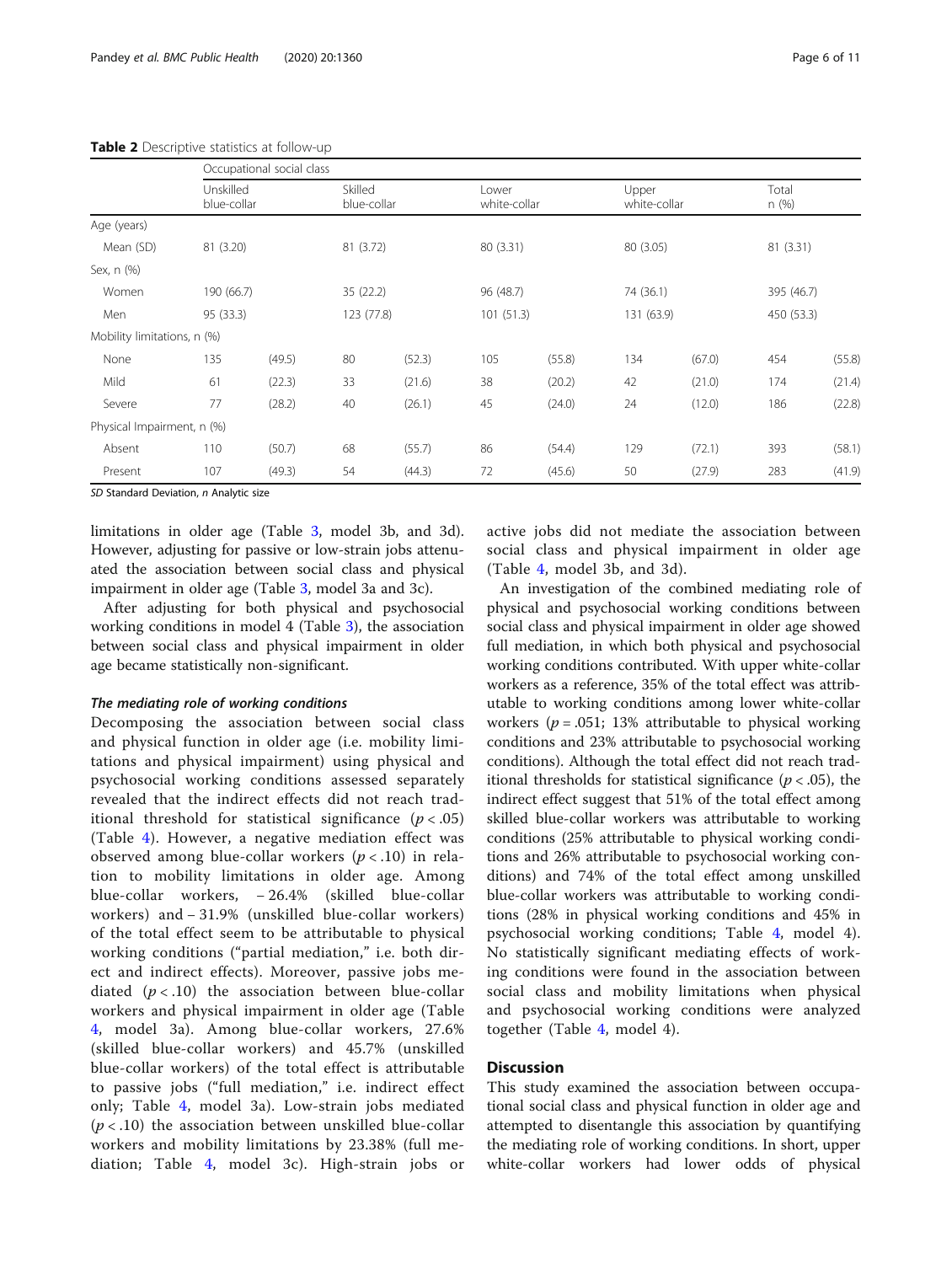**Table 2** Descriptive statistics at follow-up

| | Occupational social class | | | | | | | | | |
|---|---|---|---|---|---|---|---|---|---|---|
| | Unskilled blue-collar | | Skilled blue-collar | | Lower white-collar | | Upper white-collar | | Total n (%) | |
| Age (years) | | | | | | | | | | |
| Mean (SD) | 81 (3.20) | | 81 (3.72) | | 80 (3.31) | | 80 (3.05) | | 81 (3.31) | |
| Sex, n (%) | | | | | | | | | | |
| Women | 190 (66.7) | | 35 (22.2) | | 96 (48.7) | | 74 (36.1) | | 395 (46.7) | |
| Men | 95 (33.3) | | 123 (77.8) | | 101 (51.3) | | 131 (63.9) | | 450 (53.3) | |
| Mobility limitations, n (%) | | | | | | | | | | |
| None | 135 | (49.5) | 80 | (52.3) | 105 | (55.8) | 134 | (67.0) | 454 | (55.8) |
| Mild | 61 | (22.3) | 33 | (21.6) | 38 | (20.2) | 42 | (21.0) | 174 | (21.4) |
| Severe | 77 | (28.2) | 40 | (26.1) | 45 | (24.0) | 24 | (12.0) | 186 | (22.8) |
| Physical Impairment, n (%) | | | | | | | | | | |
| Absent | 110 | (50.7) | 68 | (55.7) | 86 | (54.4) | 129 | (72.1) | 393 | (58.1) |
| Present | 107 | (49.3) | 54 | (44.3) | 72 | (45.6) | 50 | (27.9) | 283 | (41.9) |

*SD* Standard Deviation, *n* Analytic size

limitations in older age (Table 3, model 3b, and 3d). However, adjusting for passive or low-strain jobs attenuated the association between social class and physical impairment in older age (Table 3, model 3a and 3c).

After adjusting for both physical and psychosocial working conditions in model 4 (Table 3), the association between social class and physical impairment in older age became statistically non-significant.

#### *The mediating role of working conditions*

Decomposing the association between social class and physical function in older age (i.e. mobility limitations and physical impairment) using physical and psychosocial working conditions assessed separately revealed that the indirect effects did not reach traditional threshold for statistical significance ($p < .05$) (Table 4). However, a negative mediation effect was observed among blue-collar workers ($p < .10$) in relation to mobility limitations in older age. Among blue-collar workers, − 26.4% (skilled blue-collar workers) and − 31.9% (unskilled blue-collar workers) of the total effect seem to be attributable to physical working conditions ("partial mediation," i.e. both direct and indirect effects). Moreover, passive jobs mediated ($p < .10$) the association between blue-collar workers and physical impairment in older age (Table 4, model 3a). Among blue-collar workers, 27.6% (skilled blue-collar workers) and 45.7% (unskilled blue-collar workers) of the total effect is attributable to passive jobs ("full mediation," i.e. indirect effect only; Table 4, model 3a). Low-strain jobs mediated ($p < .10$) the association between unskilled blue-collar workers and mobility limitations by 23.38% (full mediation; Table 4, model 3c). High-strain jobs or active jobs did not mediate the association between social class and physical impairment in older age (Table 4, model 3b, and 3d).

An investigation of the combined mediating role of physical and psychosocial working conditions between social class and physical impairment in older age showed full mediation, in which both physical and psychosocial working conditions contributed. With upper white-collar workers as a reference, 35% of the total effect was attributable to working conditions among lower white-collar workers ($p = .051$; 13% attributable to physical working conditions and 23% attributable to psychosocial working conditions). Although the total effect did not reach traditional thresholds for statistical significance ($p < .05$), the indirect effect suggest that 51% of the total effect among skilled blue-collar workers was attributable to working conditions (25% attributable to physical working conditions and 26% attributable to psychosocial working conditions) and 74% of the total effect among unskilled blue-collar workers was attributable to working conditions (28% in physical working conditions and 45% in psychosocial working conditions; Table 4, model 4). No statistically significant mediating effects of working conditions were found in the association between social class and mobility limitations when physical and psychosocial working conditions were analyzed together (Table 4, model 4).

## Discussion

This study examined the association between occupational social class and physical function in older age and attempted to disentangle this association by quantifying the mediating role of working conditions. In short, upper white-collar workers had lower odds of physical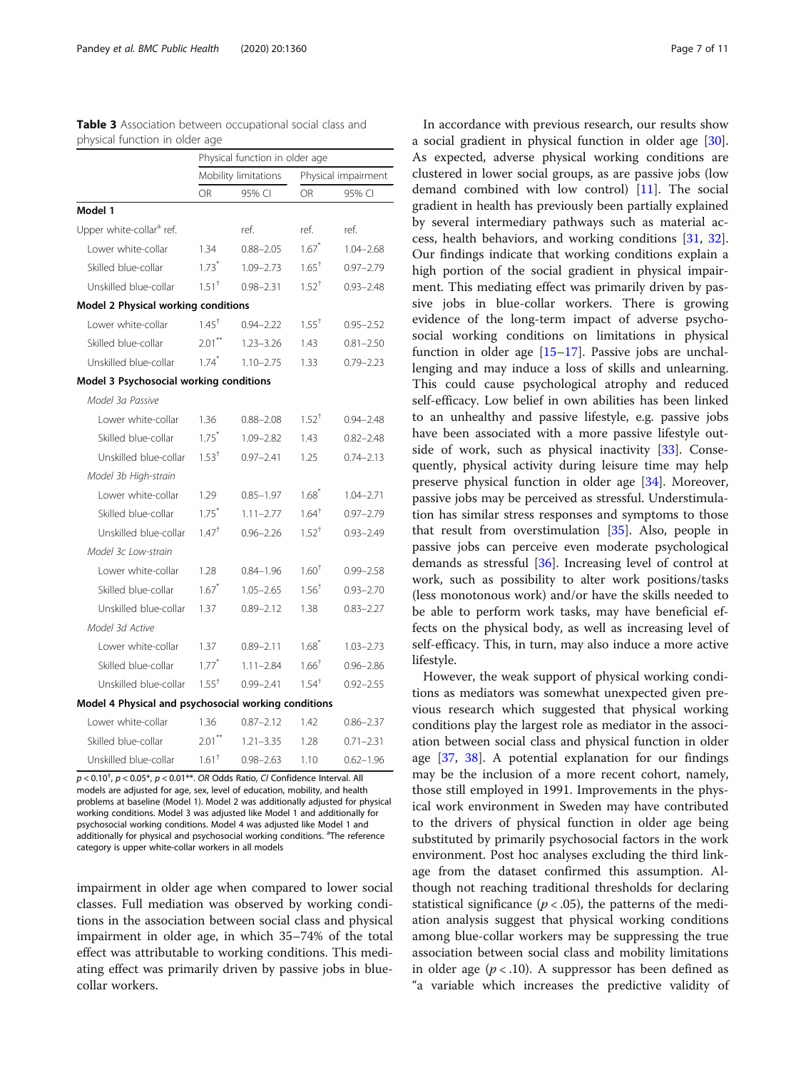**Table 3** Association between occupational social class and physical function in older age

| | Physical function in older age | | | |
|---|---|---|---|---|
| | Mobility limitations | | Physical impairment | |
| | OR | 95% CI | OR | 95% CI |
| **Model 1** | | | | |
| Upper white-collar[a] ref. | | ref. | ref. | ref. |
| Lower white-collar | 1.34 | 0.88–2.05 | 1.67* | 1.04–2.68 |
| Skilled blue-collar | 1.73* | 1.09–2.73 | 1.65† | 0.97–2.79 |
| Unskilled blue-collar | 1.51† | 0.98–2.31 | 1.52† | 0.93–2.48 |
| **Model 2 Physical working conditions** | | | | |
| Lower white-collar | 1.45† | 0.94–2.22 | 1.55† | 0.95–2.52 |
| Skilled blue-collar | 2.01** | 1.23–3.26 | 1.43 | 0.81–2.50 |
| Unskilled blue-collar | 1.74* | 1.10–2.75 | 1.33 | 0.79–2.23 |
| **Model 3 Psychosocial working conditions** | | | | |
| *Model 3a Passive* | | | | |
| Lower white-collar | 1.36 | 0.88–2.08 | 1.52† | 0.94–2.48 |
| Skilled blue-collar | 1.75* | 1.09–2.82 | 1.43 | 0.82–2.48 |
| Unskilled blue-collar | 1.53† | 0.97–2.41 | 1.25 | 0.74–2.13 |
| *Model 3b High-strain* | | | | |
| Lower white-collar | 1.29 | 0.85–1.97 | 1.68* | 1.04–2.71 |
| Skilled blue-collar | 1.75* | 1.11–2.77 | 1.64† | 0.97–2.79 |
| Unskilled blue-collar | 1.47† | 0.96–2.26 | 1.52† | 0.93–2.49 |
| *Model 3c Low-strain* | | | | |
| Lower white-collar | 1.28 | 0.84–1.96 | 1.60† | 0.99–2.58 |
| Skilled blue-collar | 1.67* | 1.05–2.65 | 1.56† | 0.93–2.70 |
| Unskilled blue-collar | 1.37 | 0.89–2.12 | 1.38 | 0.83–2.27 |
| *Model 3d Active* | | | | |
| Lower white-collar | 1.37 | 0.89–2.11 | 1.68* | 1.03–2.73 |
| Skilled blue-collar | 1.77* | 1.11–2.84 | 1.66† | 0.96–2.86 |
| Unskilled blue-collar | 1.55† | 0.99–2.41 | 1.54† | 0.92–2.55 |
| **Model 4 Physical and psychosocial working conditions** | | | | |
| Lower white-collar | 1.36 | 0.87–2.12 | 1.42 | 0.86–2.37 |
| Skilled blue-collar | 2.01** | 1.21–3.35 | 1.28 | 0.71–2.31 |
| Unskilled blue-collar | 1.61† | 0.98–2.63 | 1.10 | 0.62–1.96 |

$p < 0.10^{\dagger}$, $p < 0.05^{*}$, $p < 0.01^{**}$. *OR* Odds Ratio, *CI* Confidence Interval. All models are adjusted for age, sex, level of education, mobility, and health problems at baseline (Model 1). Model 2 was additionally adjusted for physical working conditions. Model 3 was adjusted like Model 1 and additionally for psychosocial working conditions. Model 4 was adjusted like Model 1 and additionally for physical and psychosocial working conditions. [a]The reference category is upper white-collar workers in all models

impairment in older age when compared to lower social classes. Full mediation was observed by working conditions in the association between social class and physical impairment in older age, in which 35–74% of the total effect was attributable to working conditions. This mediating effect was primarily driven by passive jobs in blue-collar workers.

In accordance with previous research, our results show a social gradient in physical function in older age [30]. As expected, adverse physical working conditions are clustered in lower social groups, as are passive jobs (low demand combined with low control) [11]. The social gradient in health has previously been partially explained by several intermediary pathways such as material access, health behaviors, and working conditions [31, 32]. Our findings indicate that working conditions explain a high portion of the social gradient in physical impairment. This mediating effect was primarily driven by passive jobs in blue-collar workers. There is growing evidence of the long-term impact of adverse psychosocial working conditions on limitations in physical function in older age [15–17]. Passive jobs are unchallenging and may induce a loss of skills and unlearning. This could cause psychological atrophy and reduced self-efficacy. Low belief in own abilities has been linked to an unhealthy and passive lifestyle, e.g. passive jobs have been associated with a more passive lifestyle outside of work, such as physical inactivity [33]. Consequently, physical activity during leisure time may help preserve physical function in older age [34]. Moreover, passive jobs may be perceived as stressful. Understimulation has similar stress responses and symptoms to those that result from overstimulation [35]. Also, people in passive jobs can perceive even moderate psychological demands as stressful [36]. Increasing level of control at work, such as possibility to alter work positions/tasks (less monotonous work) and/or have the skills needed to be able to perform work tasks, may have beneficial effects on the physical body, as well as increasing level of self-efficacy. This, in turn, may also induce a more active lifestyle.

However, the weak support of physical working conditions as mediators was somewhat unexpected given previous research which suggested that physical working conditions play the largest role as mediator in the association between social class and physical function in older age [37, 38]. A potential explanation for our findings may be the inclusion of a more recent cohort, namely, those still employed in 1991. Improvements in the physical work environment in Sweden may have contributed to the drivers of physical function in older age being substituted by primarily psychosocial factors in the work environment. Post hoc analyses excluding the third linkage from the dataset confirmed this assumption. Although not reaching traditional thresholds for declaring statistical significance ($p < .05$), the patterns of the mediation analysis suggest that physical working conditions among blue-collar workers may be suppressing the true association between social class and mobility limitations in older age ($p < .10$). A suppressor has been defined as "a variable which increases the predictive validity of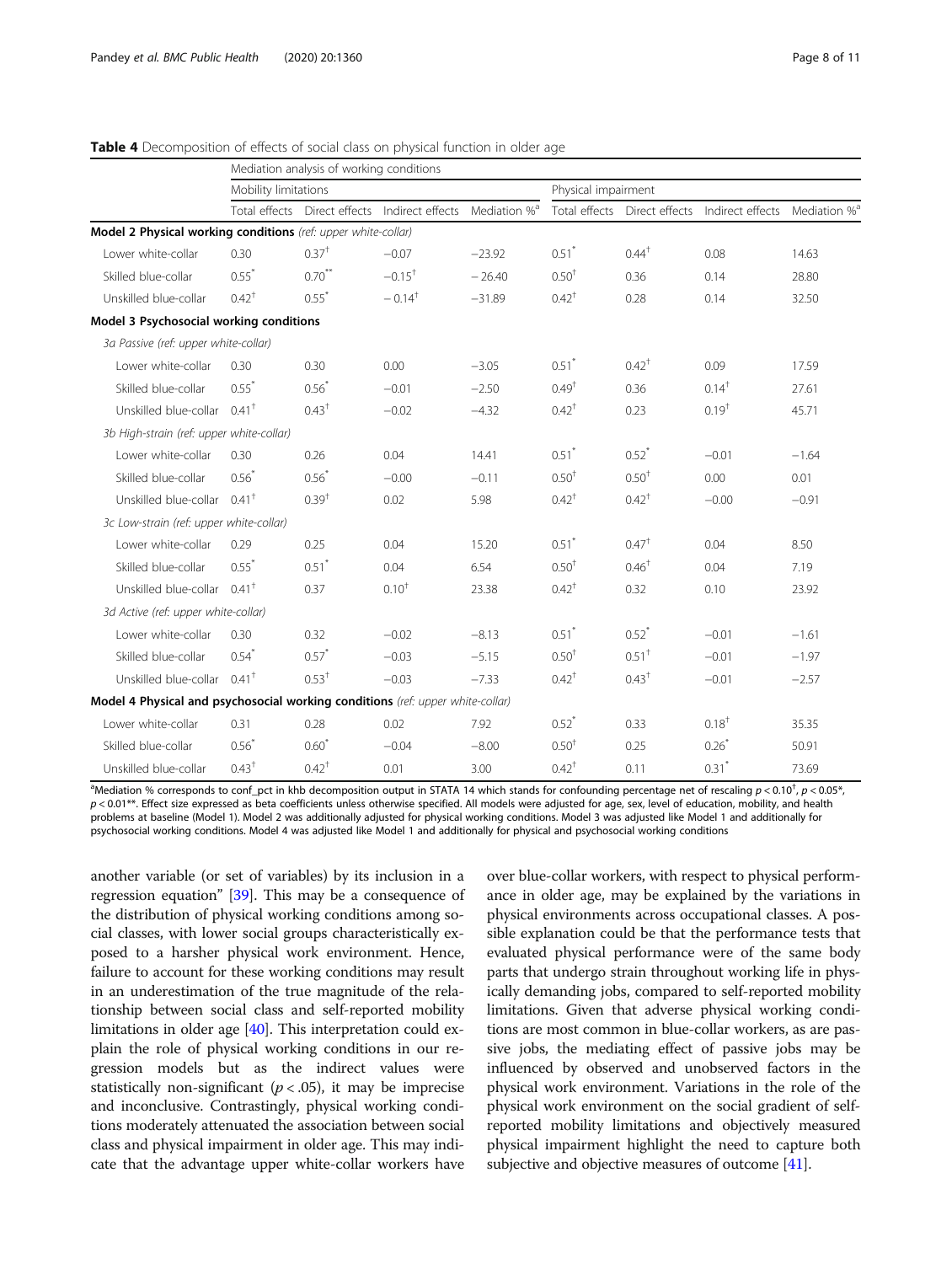**Table 4** Decomposition of effects of social class on physical function in older age

| | Mediation analysis of working conditions | | | | | | | |
|---|---|---|---|---|---|---|---|---|
| | Mobility limitations | | | | Physical impairment | | | |
| | Total effects | Direct effects | Indirect effects | Mediation %[a] | Total effects | Direct effects | Indirect effects | Mediation %[a] |
| **Model 2 Physical working conditions** *(ref: upper white-collar)* | | | | | | | | |
| Lower white-collar | 0.30 | 0.37[†] | −0.07 | −23.92 | 0.51[*] | 0.44[†] | 0.08 | 14.63 |
| Skilled blue-collar | 0.55[*] | 0.70[**] | −0.15[†] | − 26.40 | 0.50[†] | 0.36 | 0.14 | 28.80 |
| Unskilled blue-collar | 0.42[†] | 0.55[*] | − 0.14[†] | −31.89 | 0.42[†] | 0.28 | 0.14 | 32.50 |
| **Model 3 Psychosocial working conditions** | | | | | | | | |
| *3a Passive (ref: upper white-collar)* | | | | | | | | |
| Lower white-collar | 0.30 | 0.30 | 0.00 | −3.05 | 0.51[*] | 0.42[†] | 0.09 | 17.59 |
| Skilled blue-collar | 0.55[*] | 0.56[*] | −0.01 | −2.50 | 0.49[†] | 0.36 | 0.14[†] | 27.61 |
| Unskilled blue-collar | 0.41[†] | 0.43[†] | −0.02 | −4.32 | 0.42[†] | 0.23 | 0.19[†] | 45.71 |
| *3b High-strain (ref: upper white-collar)* | | | | | | | | |
| Lower white-collar | 0.30 | 0.26 | 0.04 | 14.41 | 0.51[*] | 0.52[*] | −0.01 | −1.64 |
| Skilled blue-collar | 0.56[*] | 0.56[*] | −0.00 | −0.11 | 0.50[†] | 0.50[†] | 0.00 | 0.01 |
| Unskilled blue-collar | 0.41[†] | 0.39[†] | 0.02 | 5.98 | 0.42[†] | 0.42[†] | −0.00 | −0.91 |
| *3c Low-strain (ref: upper white-collar)* | | | | | | | | |
| Lower white-collar | 0.29 | 0.25 | 0.04 | 15.20 | 0.51[*] | 0.47[†] | 0.04 | 8.50 |
| Skilled blue-collar | 0.55[*] | 0.51[*] | 0.04 | 6.54 | 0.50[†] | 0.46[†] | 0.04 | 7.19 |
| Unskilled blue-collar | 0.41[†] | 0.37 | 0.10[†] | 23.38 | 0.42[†] | 0.32 | 0.10 | 23.92 |
| *3d Active (ref: upper white-collar)* | | | | | | | | |
| Lower white-collar | 0.30 | 0.32 | −0.02 | −8.13 | 0.51[*] | 0.52[*] | −0.01 | −1.61 |
| Skilled blue-collar | 0.54[*] | 0.57[*] | −0.03 | −5.15 | 0.50[†] | 0.51[†] | −0.01 | −1.97 |
| Unskilled blue-collar | 0.41[†] | 0.53[†] | −0.03 | −7.33 | 0.42[†] | 0.43[†] | −0.01 | −2.57 |
| **Model 4 Physical and psychosocial working conditions** *(ref: upper white-collar)* | | | | | | | | |
| Lower white-collar | 0.31 | 0.28 | 0.02 | 7.92 | 0.52[*] | 0.33 | 0.18[†] | 35.35 |
| Skilled blue-collar | 0.56[*] | 0.60[*] | −0.04 | −8.00 | 0.50[†] | 0.25 | 0.26[*] | 50.91 |
| Unskilled blue-collar | 0.43[†] | 0.42[†] | 0.01 | 3.00 | 0.42[†] | 0.11 | 0.31[*] | 73.69 |

[a]Mediation % corresponds to conf_pct in khb decomposition output in STATA 14 which stands for confounding percentage net of rescaling $p < 0.10$[†], $p < 0.05$*, $p < 0.01$**. Effect size expressed as beta coefficients unless otherwise specified. All models were adjusted for age, sex, level of education, mobility, and health problems at baseline (Model 1). Model 2 was additionally adjusted for physical working conditions. Model 3 was adjusted like Model 1 and additionally for psychosocial working conditions. Model 4 was adjusted like Model 1 and additionally for physical and psychosocial working conditions

another variable (or set of variables) by its inclusion in a regression equation" [39]. This may be a consequence of the distribution of physical working conditions among social classes, with lower social groups characteristically exposed to a harsher physical work environment. Hence, failure to account for these working conditions may result in an underestimation of the true magnitude of the relationship between social class and self-reported mobility limitations in older age [40]. This interpretation could explain the role of physical working conditions in our regression models but as the indirect values were statistically non-significant ($p < .05$), it may be imprecise and inconclusive. Contrastingly, physical working conditions moderately attenuated the association between social class and physical impairment in older age. This may indicate that the advantage upper white-collar workers have over blue-collar workers, with respect to physical performance in older age, may be explained by the variations in physical environments across occupational classes. A possible explanation could be that the performance tests that evaluated physical performance were of the same body parts that undergo strain throughout working life in physically demanding jobs, compared to self-reported mobility limitations. Given that adverse physical working conditions are most common in blue-collar workers, as are passive jobs, the mediating effect of passive jobs may be influenced by observed and unobserved factors in the physical work environment. Variations in the role of the physical work environment on the social gradient of self-reported mobility limitations and objectively measured physical impairment highlight the need to capture both subjective and objective measures of outcome [41].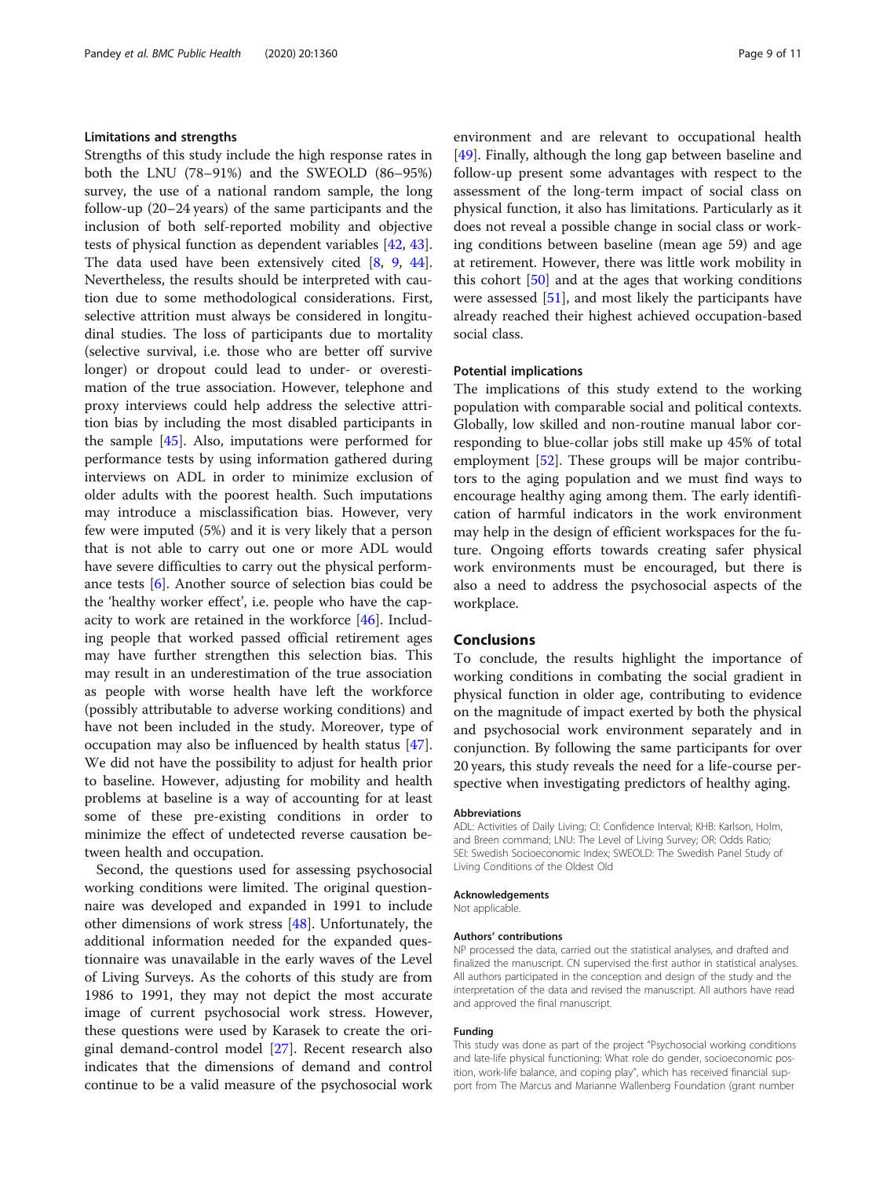### Limitations and strengths

Strengths of this study include the high response rates in both the LNU (78–91%) and the SWEOLD (86–95%) survey, the use of a national random sample, the long follow-up (20–24 years) of the same participants and the inclusion of both self-reported mobility and objective tests of physical function as dependent variables [42, 43]. The data used have been extensively cited [8, 9, 44]. Nevertheless, the results should be interpreted with caution due to some methodological considerations. First, selective attrition must always be considered in longitudinal studies. The loss of participants due to mortality (selective survival, i.e. those who are better off survive longer) or dropout could lead to under- or overestimation of the true association. However, telephone and proxy interviews could help address the selective attrition bias by including the most disabled participants in the sample [45]. Also, imputations were performed for performance tests by using information gathered during interviews on ADL in order to minimize exclusion of older adults with the poorest health. Such imputations may introduce a misclassification bias. However, very few were imputed (5%) and it is very likely that a person that is not able to carry out one or more ADL would have severe difficulties to carry out the physical performance tests [6]. Another source of selection bias could be the 'healthy worker effect', i.e. people who have the capacity to work are retained in the workforce [46]. Including people that worked passed official retirement ages may have further strengthen this selection bias. This may result in an underestimation of the true association as people with worse health have left the workforce (possibly attributable to adverse working conditions) and have not been included in the study. Moreover, type of occupation may also be influenced by health status [47]. We did not have the possibility to adjust for health prior to baseline. However, adjusting for mobility and health problems at baseline is a way of accounting for at least some of these pre-existing conditions in order to minimize the effect of undetected reverse causation between health and occupation.

Second, the questions used for assessing psychosocial working conditions were limited. The original questionnaire was developed and expanded in 1991 to include other dimensions of work stress [48]. Unfortunately, the additional information needed for the expanded questionnaire was unavailable in the early waves of the Level of Living Surveys. As the cohorts of this study are from 1986 to 1991, they may not depict the most accurate image of current psychosocial work stress. However, these questions were used by Karasek to create the original demand-control model [27]. Recent research also indicates that the dimensions of demand and control continue to be a valid measure of the psychosocial work environment and are relevant to occupational health [49]. Finally, although the long gap between baseline and follow-up present some advantages with respect to the assessment of the long-term impact of social class on physical function, it also has limitations. Particularly as it does not reveal a possible change in social class or working conditions between baseline (mean age 59) and age at retirement. However, there was little work mobility in this cohort [50] and at the ages that working conditions were assessed [51], and most likely the participants have already reached their highest achieved occupation-based social class.

### Potential implications

The implications of this study extend to the working population with comparable social and political contexts. Globally, low skilled and non-routine manual labor corresponding to blue-collar jobs still make up 45% of total employment [52]. These groups will be major contributors to the aging population and we must find ways to encourage healthy aging among them. The early identification of harmful indicators in the work environment may help in the design of efficient workspaces for the future. Ongoing efforts towards creating safer physical work environments must be encouraged, but there is also a need to address the psychosocial aspects of the workplace.

## Conclusions

To conclude, the results highlight the importance of working conditions in combating the social gradient in physical function in older age, contributing to evidence on the magnitude of impact exerted by both the physical and psychosocial work environment separately and in conjunction. By following the same participants for over 20 years, this study reveals the need for a life-course perspective when investigating predictors of healthy aging.

#### Abbreviations

ADL: Activities of Daily Living; CI: Confidence Interval; KHB: Karlson, Holm, and Breen command; LNU: The Level of Living Survey; OR: Odds Ratio; SEI: Swedish Socioeconomic Index; SWEOLD: The Swedish Panel Study of Living Conditions of the Oldest Old

#### Acknowledgements

Not applicable.

#### Authors' contributions

NP processed the data, carried out the statistical analyses, and drafted and finalized the manuscript. CN supervised the first author in statistical analyses. All authors participated in the conception and design of the study and the interpretation of the data and revised the manuscript. All authors have read and approved the final manuscript.

#### Funding

This study was done as part of the project "Psychosocial working conditions and late-life physical functioning: What role do gender, socioeconomic position, work-life balance, and coping play", which has received financial support from The Marcus and Marianne Wallenberg Foundation (grant number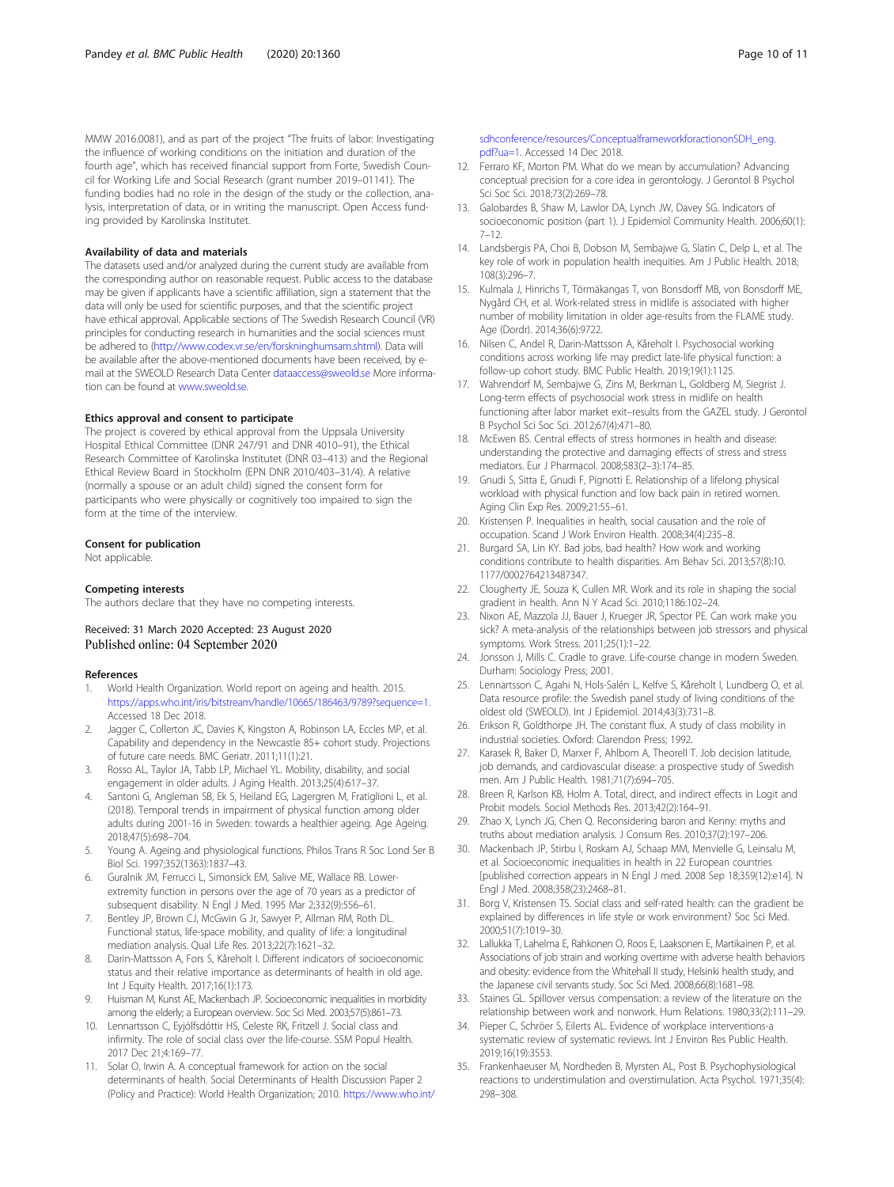MMW 2016.0081), and as part of the project "The fruits of labor: Investigating the influence of working conditions on the initiation and duration of the fourth age", which has received financial support from Forte, Swedish Council for Working Life and Social Research (grant number 2019–01141). The funding bodies had no role in the design of the study or the collection, analysis, interpretation of data, or in writing the manuscript. Open Access funding provided by Karolinska Institutet.

### Availability of data and materials

The datasets used and/or analyzed during the current study are available from the corresponding author on reasonable request. Public access to the database may be given if applicants have a scientific affiliation, sign a statement that the data will only be used for scientific purposes, and that the scientific project have ethical approval. Applicable sections of The Swedish Research Council (VR) principles for conducting research in humanities and the social sciences must be adhered to (http://www.codex.vr.se/en/forskninghumsam.shtml). Data will be available after the above-mentioned documents have been received, by e-mail at the SWEOLD Research Data Center dataaccess@sweold.se More information can be found at www.sweold.se.

### Ethics approval and consent to participate

The project is covered by ethical approval from the Uppsala University Hospital Ethical Committee (DNR 247/91 and DNR 4010–91), the Ethical Research Committee of Karolinska Institutet (DNR 03–413) and the Regional Ethical Review Board in Stockholm (EPN DNR 2010/403–31/4). A relative (normally a spouse or an adult child) signed the consent form for participants who were physically or cognitively too impaired to sign the form at the time of the interview.

### Consent for publication

Not applicable.

### Competing interests

The authors declare that they have no competing interests.

Received: 31 March 2020 Accepted: 23 August 2020
Published online: 04 September 2020

### References

1. World Health Organization. World report on ageing and health. 2015. https://apps.who.int/iris/bitstream/handle/10665/186463/9789?sequence=1. Accessed 18 Dec 2018.
2. Jagger C, Collerton JC, Davies K, Kingston A, Robinson LA, Eccles MP, et al. Capability and dependency in the Newcastle 85+ cohort study. Projections of future care needs. BMC Geriatr. 2011;11(1):21.
3. Rosso AL, Taylor JA, Tabb LP, Michael YL. Mobility, disability, and social engagement in older adults. J Aging Health. 2013;25(4):617–37.
4. Santoni G, Angleman SB, Ek S, Heiland EG, Lagergren M, Fratiglioni L, et al. (2018). Temporal trends in impairment of physical function among older adults during 2001-16 in Sweden: towards a healthier ageing. Age Ageing. 2018;47(5):698–704.
5. Young A. Ageing and physiological functions. Philos Trans R Soc Lond Ser B Biol Sci. 1997;352(1363):1837–43.
6. Guralnik JM, Ferrucci L, Simonsick EM, Salive ME, Wallace RB. Lower-extremity function in persons over the age of 70 years as a predictor of subsequent disability. N Engl J Med. 1995 Mar 2;332(9):556–61.
7. Bentley JP, Brown CJ, McGwin G Jr, Sawyer P, Allman RM, Roth DL. Functional status, life-space mobility, and quality of life: a longitudinal mediation analysis. Qual Life Res. 2013;22(7):1621–32.
8. Darin-Mattsson A, Fors S, Kåreholt I. Different indicators of socioeconomic status and their relative importance as determinants of health in old age. Int J Equity Health. 2017;16(1):173.
9. Huisman M, Kunst AE, Mackenbach JP. Socioeconomic inequalities in morbidity among the elderly; a European overview. Soc Sci Med. 2003;57(5):861–73.
10. Lennartsson C, Eyjólfsdóttir HS, Celeste RK, Fritzell J. Social class and infirmity. The role of social class over the life-course. SSM Popul Health. 2017 Dec 21;4:169–77.
11. Solar O, Irwin A. A conceptual framework for action on the social determinants of health. Social Determinants of Health Discussion Paper 2 (Policy and Practice): World Health Organization; 2010. https://www.who.int/sdhconference/resources/ConceptualframeworkforactiononSDH_eng.pdf?ua=1. Accessed 14 Dec 2018.
12. Ferraro KF, Morton PM. What do we mean by accumulation? Advancing conceptual precision for a core idea in gerontology. J Gerontol B Psychol Sci Soc Sci. 2018;73(2):269–78.
13. Galobardes B, Shaw M, Lawlor DA, Lynch JW, Davey SG. Indicators of socioeconomic position (part 1). J Epidemiol Community Health. 2006;60(1):7–12.
14. Landsbergis PA, Choi B, Dobson M, Sembajwe G, Slatin C, Delp L, et al. The key role of work in population health inequities. Am J Public Health. 2018;108(3):296–7.
15. Kulmala J, Hinrichs T, Törmäkangas T, von Bonsdorff MB, von Bonsdorff ME, Nygård CH, et al. Work-related stress in midlife is associated with higher number of mobility limitation in older age-results from the FLAME study. Age (Dordr). 2014;36(6):9722.
16. Nilsen C, Andel R, Darin-Mattsson A, Kåreholt I. Psychosocial working conditions across working life may predict late-life physical function: a follow-up cohort study. BMC Public Health. 2019;19(1):1125.
17. Wahrendorf M, Sembajwe G, Zins M, Berkman L, Goldberg M, Siegrist J. Long-term effects of psychosocial work stress in midlife on health functioning after labor market exit–results from the GAZEL study. J Gerontol B Psychol Sci Soc Sci. 2012;67(4):471–80.
18. McEwen BS. Central effects of stress hormones in health and disease: understanding the protective and damaging effects of stress and stress mediators. Eur J Pharmacol. 2008;583(2–3):174–85.
19. Gnudi S, Sitta E, Gnudi F, Pignotti E. Relationship of a lifelong physical workload with physical function and low back pain in retired women. Aging Clin Exp Res. 2009;21:55–61.
20. Kristensen P. Inequalities in health, social causation and the role of occupation. Scand J Work Environ Health. 2008;34(4):235–8.
21. Burgard SA, Lin KY. Bad jobs, bad health? How work and working conditions contribute to health disparities. Am Behav Sci. 2013;57(8):10.1177/0002764213487347.
22. Clougherty JE, Souza K, Cullen MR. Work and its role in shaping the social gradient in health. Ann N Y Acad Sci. 2010;1186:102–24.
23. Nixon AE, Mazzola JJ, Bauer J, Krueger JR, Spector PE. Can work make you sick? A meta-analysis of the relationships between job stressors and physical symptoms. Work Stress. 2011;25(1):1–22.
24. Jonsson J, Mills C. Cradle to grave. Life-course change in modern Sweden. Durham: Sociology Press; 2001.
25. Lennartsson C, Agahi N, Hols-Salén L, Kelfve S, Kåreholt I, Lundberg O, et al. Data resource profile: the Swedish panel study of living conditions of the oldest old (SWEOLD). Int J Epidemiol. 2014;43(3):731–8.
26. Erikson R, Goldthorpe JH. The constant flux. A study of class mobility in industrial societies. Oxford: Clarendon Press; 1992.
27. Karasek R, Baker D, Marxer F, Ahlbom A, Theorell T. Job decision latitude, job demands, and cardiovascular disease: a prospective study of Swedish men. Am J Public Health. 1981;71(7):694–705.
28. Breen R, Karlson KB, Holm A. Total, direct, and indirect effects in Logit and Probit models. Sociol Methods Res. 2013;42(2):164–91.
29. Zhao X, Lynch JG, Chen Q. Reconsidering baron and Kenny: myths and truths about mediation analysis. J Consum Res. 2010;37(2):197–206.
30. Mackenbach JP, Stirbu I, Roskam AJ, Schaap MM, Menvielle G, Leinsalu M, et al. Socioeconomic inequalities in health in 22 European countries [published correction appears in N Engl J med. 2008 Sep 18;359(12):e14]. N Engl J Med. 2008;358(23):2468–81.
31. Borg V, Kristensen TS. Social class and self-rated health: can the gradient be explained by differences in life style or work environment? Soc Sci Med. 2000;51(7):1019–30.
32. Lallukka T, Lahelma E, Rahkonen O, Roos E, Laaksonen E, Martikainen P, et al. Associations of job strain and working overtime with adverse health behaviors and obesity: evidence from the Whitehall II study, Helsinki health study, and the Japanese civil servants study. Soc Sci Med. 2008;66(8):1681–98.
33. Staines GL. Spillover versus compensation: a review of the literature on the relationship between work and nonwork. Hum Relations. 1980;33(2):111–29.
34. Pieper C, Schröer S, Eilerts AL. Evidence of workplace interventions-a systematic review of systematic reviews. Int J Environ Res Public Health. 2019;16(19):3553.
35. Frankenhaeuser M, Nordheden B, Myrsten AL, Post B. Psychophysiological reactions to understimulation and overstimulation. Acta Psychol. 1971;35(4):298–308.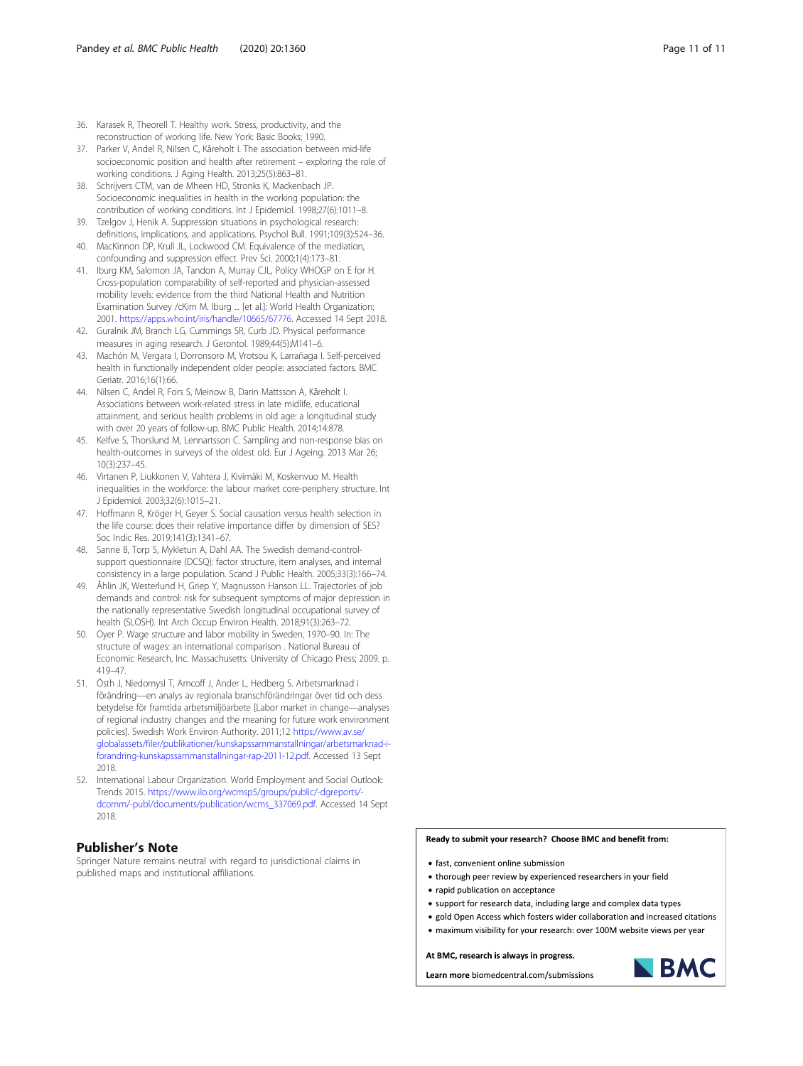36. Karasek R, Theorell T. Healthy work. Stress, productivity, and the reconstruction of working life. New York: Basic Books; 1990.
37. Parker V, Andel R, Nilsen C, Kåreholt I. The association between mid-life socioeconomic position and health after retirement – exploring the role of working conditions. J Aging Health. 2013;25(5):863–81.
38. Schrijvers CTM, van de Mheen HD, Stronks K, Mackenbach JP. Socioeconomic inequalities in health in the working population: the contribution of working conditions. Int J Epidemiol. 1998;27(6):1011–8.
39. Tzelgov J, Henik A. Suppression situations in psychological research: definitions, implications, and applications. Psychol Bull. 1991;109(3):524–36.
40. MacKinnon DP, Krull JL, Lockwood CM. Equivalence of the mediation, confounding and suppression effect. Prev Sci. 2000;1(4):173–81.
41. Iburg KM, Salomon JA, Tandon A, Murray CJL, Policy WHOGP on E for H. Cross-population comparability of self-reported and physician-assessed mobility levels: evidence from the third National Health and Nutrition Examination Survey /cKim M. Iburg ... [et al.]: World Health Organization; 2001. https://apps.who.int/iris/handle/10665/67776. Accessed 14 Sept 2018.
42. Guralnik JM, Branch LG, Cummings SR, Curb JD. Physical performance measures in aging research. J Gerontol. 1989;44(5):M141–6.
43. Machón M, Vergara I, Dorronsoro M, Vrotsou K, Larrañaga I. Self-perceived health in functionally independent older people: associated factors. BMC Geriatr. 2016;16(1):66.
44. Nilsen C, Andel R, Fors S, Meinow B, Darin Mattsson A, Kåreholt I. Associations between work-related stress in late midlife, educational attainment, and serious health problems in old age: a longitudinal study with over 20 years of follow-up. BMC Public Health. 2014;14:878.
45. Kelfve S, Thorslund M, Lennartsson C. Sampling and non-response bias on health-outcomes in surveys of the oldest old. Eur J Ageing. 2013 Mar 26; 10(3):237–45.
46. Virtanen P, Liukkonen V, Vahtera J, Kivimäki M, Koskenvuo M. Health inequalities in the workforce: the labour market core-periphery structure. Int J Epidemiol. 2003;32(6):1015–21.
47. Hoffmann R, Kröger H, Geyer S. Social causation versus health selection in the life course: does their relative importance differ by dimension of SES? Soc Indic Res. 2019;141(3):1341–67.
48. Sanne B, Torp S, Mykletun A, Dahl AA. The Swedish demand-control-support questionnaire (DCSQ): factor structure, item analyses, and internal consistency in a large population. Scand J Public Health. 2005;33(3):166–74.
49. Åhlin JK, Westerlund H, Griep Y, Magnusson Hanson LL. Trajectories of job demands and control: risk for subsequent symptoms of major depression in the nationally representative Swedish longitudinal occupational survey of health (SLOSH). Int Arch Occup Environ Health. 2018;91(3):263–72.
50. Oyer P. Wage structure and labor mobility in Sweden, 1970–90. In: The structure of wages: an international comparison . National Bureau of Economic Research, Inc. Massachusetts: University of Chicago Press; 2009. p. 419–47.
51. Östh J, Niedomysl T, Amcoff J, Ander L, Hedberg S. Arbetsmarknad i förändring—en analys av regionala branschförändringar över tid och dess betydelse för framtida arbetsmiljöarbete [Labor market in change—analyses of regional industry changes and the meaning for future work environment policies]. Swedish Work Environ Authority. 2011;12 https://www.av.se/globalassets/filer/publikationer/kunskapssammanstallningar/arbetsmarknad-i-forandring-kunskapssammanstallningar-rap-2011-12.pdf. Accessed 13 Sept 2018.
52. International Labour Organization. World Employment and Social Outlook: Trends 2015. https://www.ilo.org/wcmsp5/groups/public/-dgreports/-dcomm/-publ/documents/publication/wcms_337069.pdf. Accessed 14 Sept 2018.

## Publisher's Note

Springer Nature remains neutral with regard to jurisdictional claims in published maps and institutional affiliations.

**Ready to submit your research? Choose BMC and benefit from:**

- fast, convenient online submission
- thorough peer review by experienced researchers in your field
- rapid publication on acceptance
- support for research data, including large and complex data types
- gold Open Access which fosters wider collaboration and increased citations
- maximum visibility for your research: over 100M website views per year

**At BMC, research is always in progress.**

**Learn more** biomedcentral.com/submissions

BMC